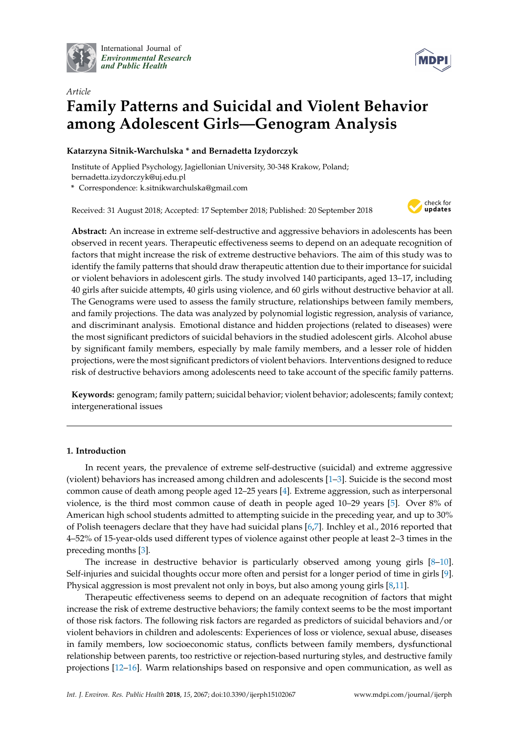International Journal of *Environmental Research and Public Health*

*Article*

# Family Patterns and Suicidal and Violent Behavior among Adolescent Girls—Genogram Analysis

**Katarzyna Sitnik-Warchulska * and Bernadetta Izydorczyk**

Institute of Applied Psychology, Jagiellonian University, 30-348 Krakow, Poland; bernadetta.izydorczyk@uj.edu.pl

* Correspondence: k.sitnikwarchulska@gmail.com

Received: 31 August 2018; Accepted: 17 September 2018; Published: 20 September 2018

**Abstract:** An increase in extreme self-destructive and aggressive behaviors in adolescents has been observed in recent years. Therapeutic effectiveness seems to depend on an adequate recognition of factors that might increase the risk of extreme destructive behaviors. The aim of this study was to identify the family patterns that should draw therapeutic attention due to their importance for suicidal or violent behaviors in adolescent girls. The study involved 140 participants, aged 13–17, including 40 girls after suicide attempts, 40 girls using violence, and 60 girls without destructive behavior at all. The Genograms were used to assess the family structure, relationships between family members, and family projections. The data was analyzed by polynomial logistic regression, analysis of variance, and discriminant analysis. Emotional distance and hidden projections (related to diseases) were the most significant predictors of suicidal behaviors in the studied adolescent girls. Alcohol abuse by significant family members, especially by male family members, and a lesser role of hidden projections, were the most significant predictors of violent behaviors. Interventions designed to reduce risk of destructive behaviors among adolescents need to take account of the specific family patterns.

**Keywords:** genogram; family pattern; suicidal behavior; violent behavior; adolescents; family context; intergenerational issues

## 1. Introduction

In recent years, the prevalence of extreme self-destructive (suicidal) and extreme aggressive (violent) behaviors has increased among children and adolescents [1–3]. Suicide is the second most common cause of death among people aged 12–25 years [4]. Extreme aggression, such as interpersonal violence, is the third most common cause of death in people aged 10–29 years [5]. Over 8% of American high school students admitted to attempting suicide in the preceding year, and up to 30% of Polish teenagers declare that they have had suicidal plans [6,7]. Inchley et al., 2016 reported that 4–52% of 15-year-olds used different types of violence against other people at least 2–3 times in the preceding months [3].

The increase in destructive behavior is particularly observed among young girls [8–10]. Self-injuries and suicidal thoughts occur more often and persist for a longer period of time in girls [9]. Physical aggression is most prevalent not only in boys, but also among young girls [8,11].

Therapeutic effectiveness seems to depend on an adequate recognition of factors that might increase the risk of extreme destructive behaviors; the family context seems to be the most important of those risk factors. The following risk factors are regarded as predictors of suicidal behaviors and/or violent behaviors in children and adolescents: Experiences of loss or violence, sexual abuse, diseases in family members, low socioeconomic status, conflicts between family members, dysfunctional relationship between parents, too restrictive or rejection-based nurturing styles, and destructive family projections [12–16]. Warm relationships based on responsive and open communication, as well as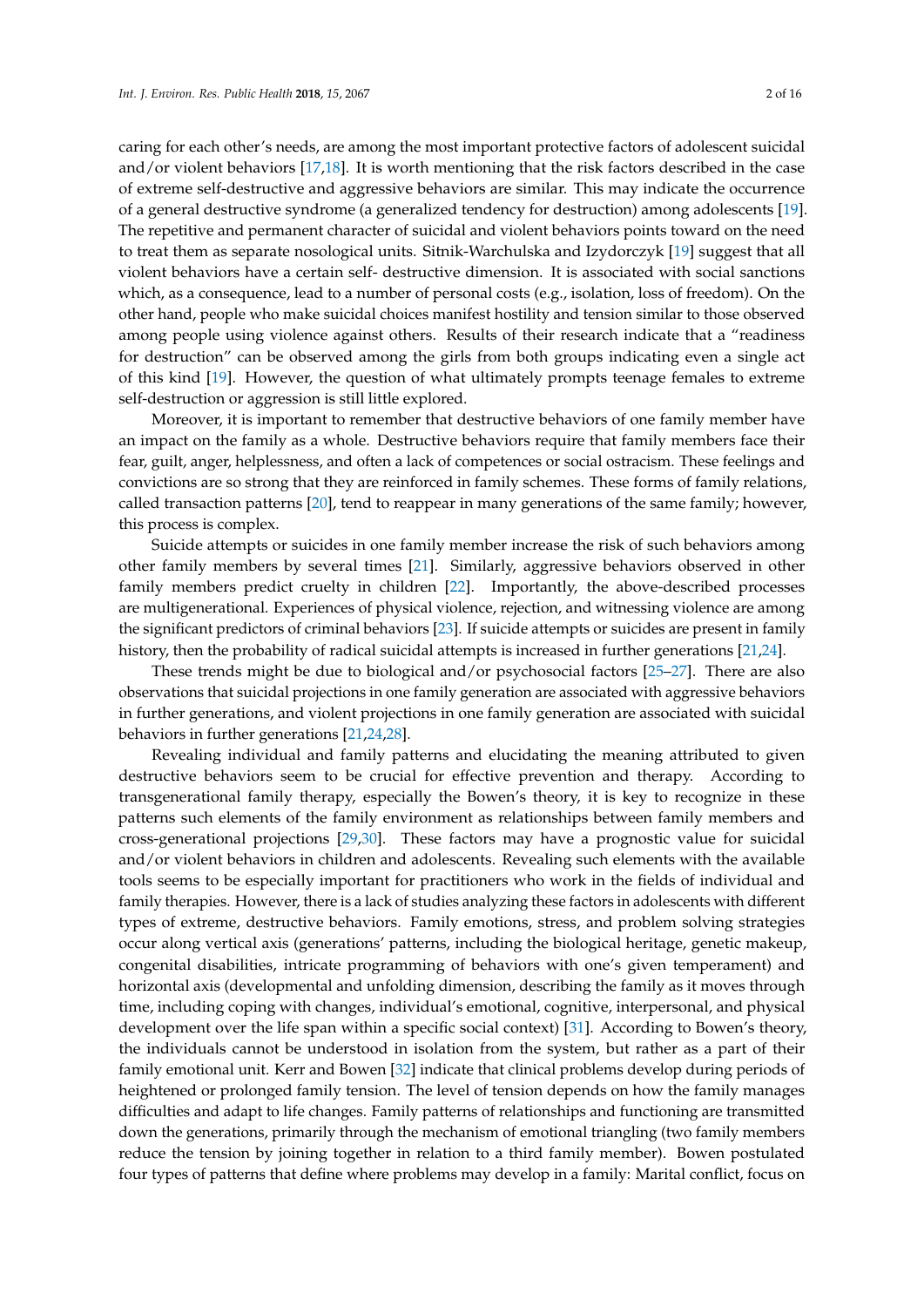caring for each other's needs, are among the most important protective factors of adolescent suicidal and/or violent behaviors [17,18]. It is worth mentioning that the risk factors described in the case of extreme self-destructive and aggressive behaviors are similar. This may indicate the occurrence of a general destructive syndrome (a generalized tendency for destruction) among adolescents [19]. The repetitive and permanent character of suicidal and violent behaviors points toward on the need to treat them as separate nosological units. Sitnik-Warchulska and Izydorczyk [19] suggest that all violent behaviors have a certain self- destructive dimension. It is associated with social sanctions which, as a consequence, lead to a number of personal costs (e.g., isolation, loss of freedom). On the other hand, people who make suicidal choices manifest hostility and tension similar to those observed among people using violence against others. Results of their research indicate that a "readiness for destruction" can be observed among the girls from both groups indicating even a single act of this kind [19]. However, the question of what ultimately prompts teenage females to extreme self-destruction or aggression is still little explored.

Moreover, it is important to remember that destructive behaviors of one family member have an impact on the family as a whole. Destructive behaviors require that family members face their fear, guilt, anger, helplessness, and often a lack of competences or social ostracism. These feelings and convictions are so strong that they are reinforced in family schemes. These forms of family relations, called transaction patterns [20], tend to reappear in many generations of the same family; however, this process is complex.

Suicide attempts or suicides in one family member increase the risk of such behaviors among other family members by several times [21]. Similarly, aggressive behaviors observed in other family members predict cruelty in children [22]. Importantly, the above-described processes are multigenerational. Experiences of physical violence, rejection, and witnessing violence are among the significant predictors of criminal behaviors [23]. If suicide attempts or suicides are present in family history, then the probability of radical suicidal attempts is increased in further generations [21,24].

These trends might be due to biological and/or psychosocial factors [25–27]. There are also observations that suicidal projections in one family generation are associated with aggressive behaviors in further generations, and violent projections in one family generation are associated with suicidal behaviors in further generations [21,24,28].

Revealing individual and family patterns and elucidating the meaning attributed to given destructive behaviors seem to be crucial for effective prevention and therapy. According to transgenerational family therapy, especially the Bowen's theory, it is key to recognize in these patterns such elements of the family environment as relationships between family members and cross-generational projections [29,30]. These factors may have a prognostic value for suicidal and/or violent behaviors in children and adolescents. Revealing such elements with the available tools seems to be especially important for practitioners who work in the fields of individual and family therapies. However, there is a lack of studies analyzing these factors in adolescents with different types of extreme, destructive behaviors. Family emotions, stress, and problem solving strategies occur along vertical axis (generations' patterns, including the biological heritage, genetic makeup, congenital disabilities, intricate programming of behaviors with one's given temperament) and horizontal axis (developmental and unfolding dimension, describing the family as it moves through time, including coping with changes, individual's emotional, cognitive, interpersonal, and physical development over the life span within a specific social context) [31]. According to Bowen's theory, the individuals cannot be understood in isolation from the system, but rather as a part of their family emotional unit. Kerr and Bowen [32] indicate that clinical problems develop during periods of heightened or prolonged family tension. The level of tension depends on how the family manages difficulties and adapt to life changes. Family patterns of relationships and functioning are transmitted down the generations, primarily through the mechanism of emotional triangling (two family members reduce the tension by joining together in relation to a third family member). Bowen postulated four types of patterns that define where problems may develop in a family: Marital conflict, focus on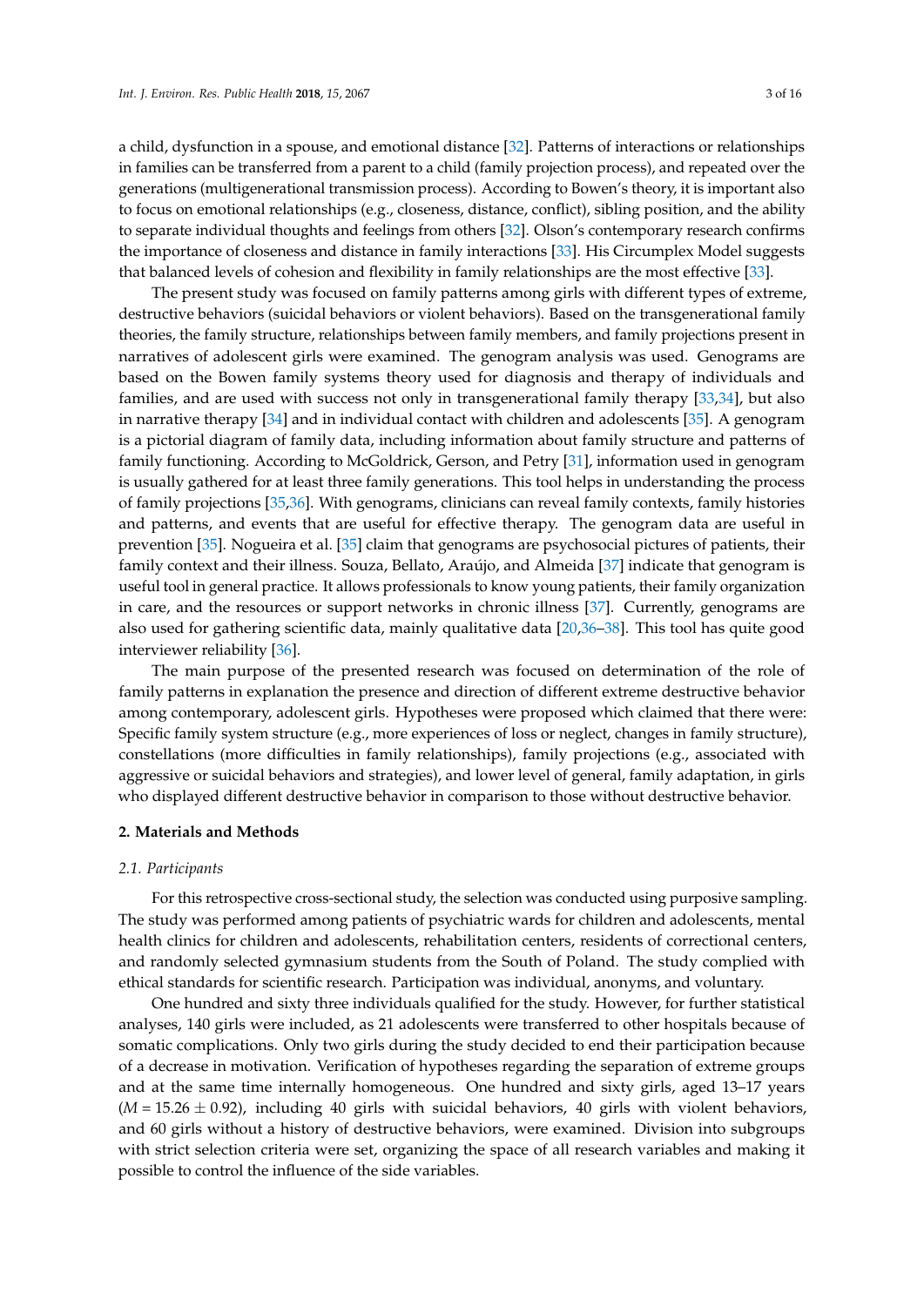a child, dysfunction in a spouse, and emotional distance [32]. Patterns of interactions or relationships in families can be transferred from a parent to a child (family projection process), and repeated over the generations (multigenerational transmission process). According to Bowen's theory, it is important also to focus on emotional relationships (e.g., closeness, distance, conflict), sibling position, and the ability to separate individual thoughts and feelings from others [32]. Olson's contemporary research confirms the importance of closeness and distance in family interactions [33]. His Circumplex Model suggests that balanced levels of cohesion and flexibility in family relationships are the most effective [33].

The present study was focused on family patterns among girls with different types of extreme, destructive behaviors (suicidal behaviors or violent behaviors). Based on the transgenerational family theories, the family structure, relationships between family members, and family projections present in narratives of adolescent girls were examined. The genogram analysis was used. Genograms are based on the Bowen family systems theory used for diagnosis and therapy of individuals and families, and are used with success not only in transgenerational family therapy [33,34], but also in narrative therapy [34] and in individual contact with children and adolescents [35]. A genogram is a pictorial diagram of family data, including information about family structure and patterns of family functioning. According to McGoldrick, Gerson, and Petry [31], information used in genogram is usually gathered for at least three family generations. This tool helps in understanding the process of family projections [35,36]. With genograms, clinicians can reveal family contexts, family histories and patterns, and events that are useful for effective therapy. The genogram data are useful in prevention [35]. Nogueira et al. [35] claim that genograms are psychosocial pictures of patients, their family context and their illness. Souza, Bellato, Araújo, and Almeida [37] indicate that genogram is useful tool in general practice. It allows professionals to know young patients, their family organization in care, and the resources or support networks in chronic illness [37]. Currently, genograms are also used for gathering scientific data, mainly qualitative data [20,36–38]. This tool has quite good interviewer reliability [36].

The main purpose of the presented research was focused on determination of the role of family patterns in explanation the presence and direction of different extreme destructive behavior among contemporary, adolescent girls. Hypotheses were proposed which claimed that there were: Specific family system structure (e.g., more experiences of loss or neglect, changes in family structure), constellations (more difficulties in family relationships), family projections (e.g., associated with aggressive or suicidal behaviors and strategies), and lower level of general, family adaptation, in girls who displayed different destructive behavior in comparison to those without destructive behavior.

## 2. Materials and Methods

### 2.1. Participants

For this retrospective cross-sectional study, the selection was conducted using purposive sampling. The study was performed among patients of psychiatric wards for children and adolescents, mental health clinics for children and adolescents, rehabilitation centers, residents of correctional centers, and randomly selected gymnasium students from the South of Poland. The study complied with ethical standards for scientific research. Participation was individual, anonyms, and voluntary.

One hundred and sixty three individuals qualified for the study. However, for further statistical analyses, 140 girls were included, as 21 adolescents were transferred to other hospitals because of somatic complications. Only two girls during the study decided to end their participation because of a decrease in motivation. Verification of hypotheses regarding the separation of extreme groups and at the same time internally homogeneous. One hundred and sixty girls, aged 13–17 years ($M = 15.26 \pm 0.92$), including 40 girls with suicidal behaviors, 40 girls with violent behaviors, and 60 girls without a history of destructive behaviors, were examined. Division into subgroups with strict selection criteria were set, organizing the space of all research variables and making it possible to control the influence of the side variables.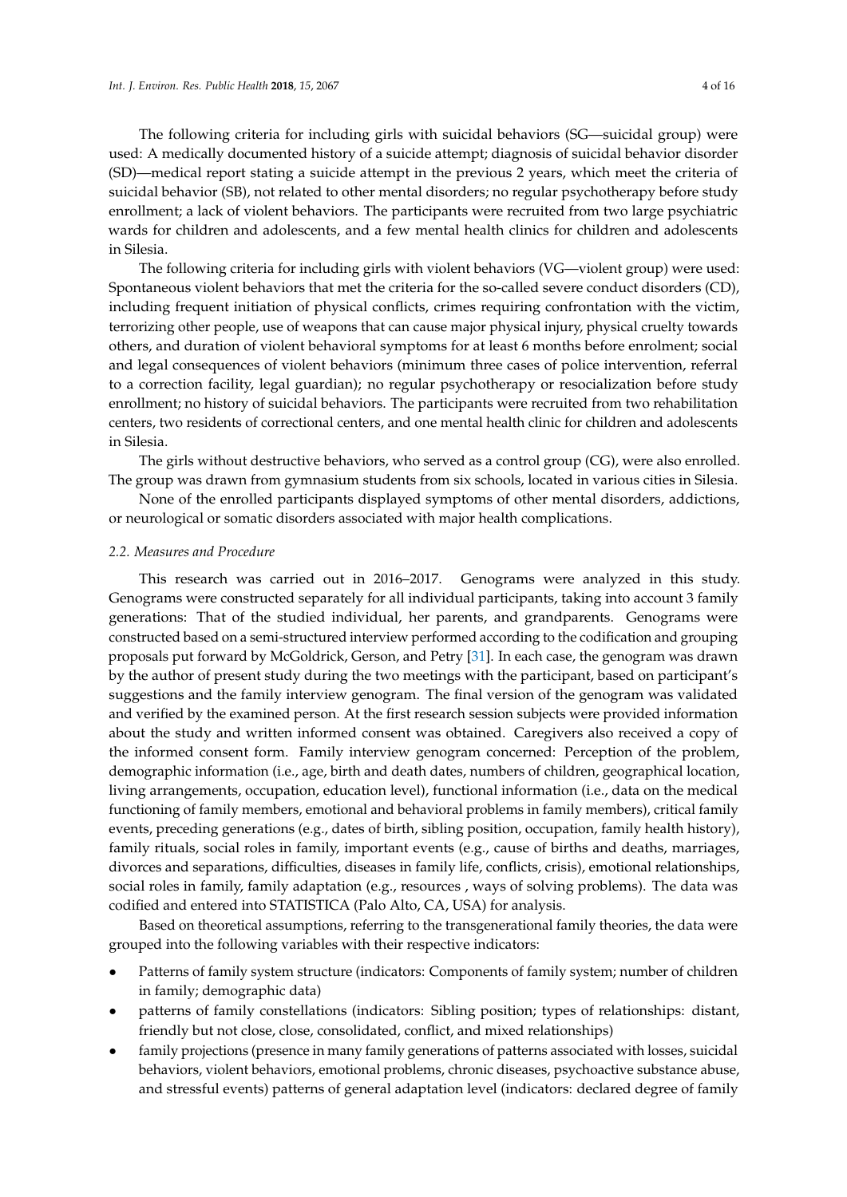The following criteria for including girls with suicidal behaviors (SG—suicidal group) were used: A medically documented history of a suicide attempt; diagnosis of suicidal behavior disorder (SD)—medical report stating a suicide attempt in the previous 2 years, which meet the criteria of suicidal behavior (SB), not related to other mental disorders; no regular psychotherapy before study enrollment; a lack of violent behaviors. The participants were recruited from two large psychiatric wards for children and adolescents, and a few mental health clinics for children and adolescents in Silesia.

The following criteria for including girls with violent behaviors (VG—violent group) were used: Spontaneous violent behaviors that met the criteria for the so-called severe conduct disorders (CD), including frequent initiation of physical conflicts, crimes requiring confrontation with the victim, terrorizing other people, use of weapons that can cause major physical injury, physical cruelty towards others, and duration of violent behavioral symptoms for at least 6 months before enrolment; social and legal consequences of violent behaviors (minimum three cases of police intervention, referral to a correction facility, legal guardian); no regular psychotherapy or resocialization before study enrollment; no history of suicidal behaviors. The participants were recruited from two rehabilitation centers, two residents of correctional centers, and one mental health clinic for children and adolescents in Silesia.

The girls without destructive behaviors, who served as a control group (CG), were also enrolled. The group was drawn from gymnasium students from six schools, located in various cities in Silesia.

None of the enrolled participants displayed symptoms of other mental disorders, addictions, or neurological or somatic disorders associated with major health complications.

### *2.2. Measures and Procedure*

This research was carried out in 2016–2017. Genograms were analyzed in this study. Genograms were constructed separately for all individual participants, taking into account 3 family generations: That of the studied individual, her parents, and grandparents. Genograms were constructed based on a semi-structured interview performed according to the codification and grouping proposals put forward by McGoldrick, Gerson, and Petry [31]. In each case, the genogram was drawn by the author of present study during the two meetings with the participant, based on participant's suggestions and the family interview genogram. The final version of the genogram was validated and verified by the examined person. At the first research session subjects were provided information about the study and written informed consent was obtained. Caregivers also received a copy of the informed consent form. Family interview genogram concerned: Perception of the problem, demographic information (i.e., age, birth and death dates, numbers of children, geographical location, living arrangements, occupation, education level), functional information (i.e., data on the medical functioning of family members, emotional and behavioral problems in family members), critical family events, preceding generations (e.g., dates of birth, sibling position, occupation, family health history), family rituals, social roles in family, important events (e.g., cause of births and deaths, marriages, divorces and separations, difficulties, diseases in family life, conflicts, crisis), emotional relationships, social roles in family, family adaptation (e.g., resources , ways of solving problems). The data was codified and entered into STATISTICA (Palo Alto, CA, USA) for analysis.

Based on theoretical assumptions, referring to the transgenerational family theories, the data were grouped into the following variables with their respective indicators:

- Patterns of family system structure (indicators: Components of family system; number of children in family; demographic data)
- patterns of family constellations (indicators: Sibling position; types of relationships: distant, friendly but not close, close, consolidated, conflict, and mixed relationships)
- family projections (presence in many family generations of patterns associated with losses, suicidal behaviors, violent behaviors, emotional problems, chronic diseases, psychoactive substance abuse, and stressful events) patterns of general adaptation level (indicators: declared degree of family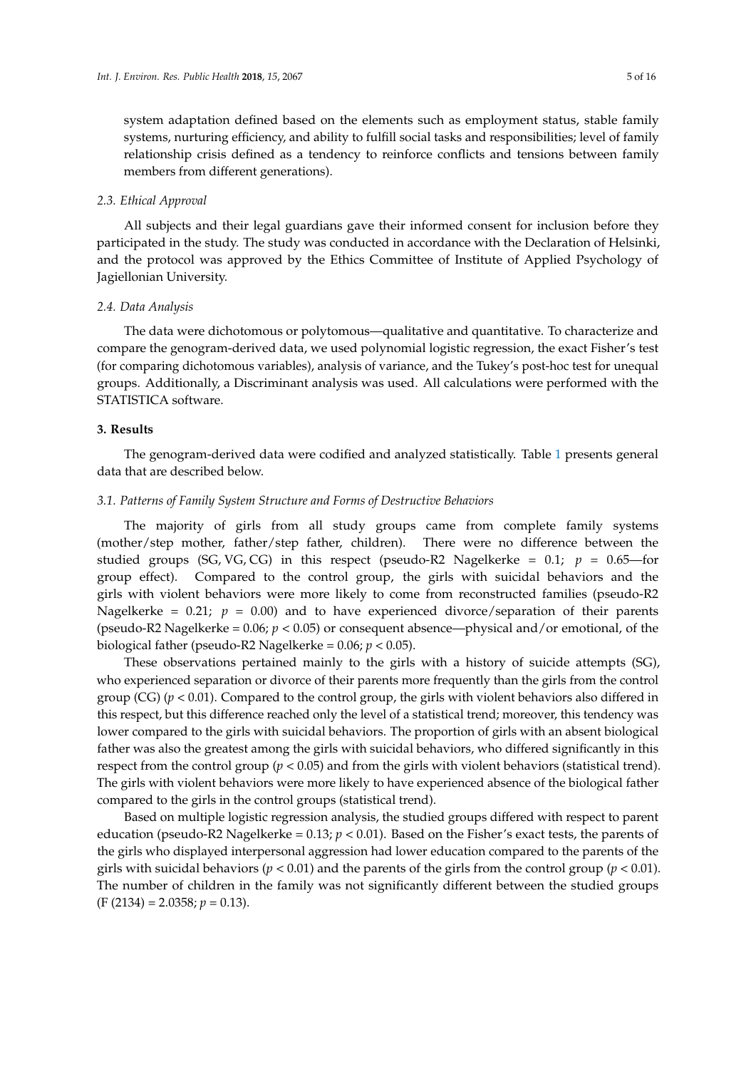system adaptation defined based on the elements such as employment status, stable family systems, nurturing efficiency, and ability to fulfill social tasks and responsibilities; level of family relationship crisis defined as a tendency to reinforce conflicts and tensions between family members from different generations).

### *2.3. Ethical Approval*

All subjects and their legal guardians gave their informed consent for inclusion before they participated in the study. The study was conducted in accordance with the Declaration of Helsinki, and the protocol was approved by the Ethics Committee of Institute of Applied Psychology of Jagiellonian University.

### *2.4. Data Analysis*

The data were dichotomous or polytomous—qualitative and quantitative. To characterize and compare the genogram-derived data, we used polynomial logistic regression, the exact Fisher's test (for comparing dichotomous variables), analysis of variance, and the Tukey's post-hoc test for unequal groups. Additionally, a Discriminant analysis was used. All calculations were performed with the STATISTICA software.

## **3. Results**

The genogram-derived data were codified and analyzed statistically. Table 1 presents general data that are described below.

### *3.1. Patterns of Family System Structure and Forms of Destructive Behaviors*

The majority of girls from all study groups came from complete family systems (mother/step mother, father/step father, children). There were no difference between the studied groups (SG, VG, CG) in this respect (pseudo-R2 Nagelkerke = 0.1; $p = 0.65$—for group effect). Compared to the control group, the girls with suicidal behaviors and the girls with violent behaviors were more likely to come from reconstructed families (pseudo-R2 Nagelkerke = 0.21; $p = 0.00$) and to have experienced divorce/separation of their parents (pseudo-R2 Nagelkerke = 0.06; $p < 0.05$) or consequent absence—physical and/or emotional, of the biological father (pseudo-R2 Nagelkerke = 0.06; $p < 0.05$).

These observations pertained mainly to the girls with a history of suicide attempts (SG), who experienced separation or divorce of their parents more frequently than the girls from the control group (CG) ($p < 0.01$). Compared to the control group, the girls with violent behaviors also differed in this respect, but this difference reached only the level of a statistical trend; moreover, this tendency was lower compared to the girls with suicidal behaviors. The proportion of girls with an absent biological father was also the greatest among the girls with suicidal behaviors, who differed significantly in this respect from the control group ($p < 0.05$) and from the girls with violent behaviors (statistical trend). The girls with violent behaviors were more likely to have experienced absence of the biological father compared to the girls in the control groups (statistical trend).

Based on multiple logistic regression analysis, the studied groups differed with respect to parent education (pseudo-R2 Nagelkerke = 0.13; $p < 0.01$). Based on the Fisher's exact tests, the parents of the girls who displayed interpersonal aggression had lower education compared to the parents of the girls with suicidal behaviors ($p < 0.01$) and the parents of the girls from the control group ($p < 0.01$). The number of children in the family was not significantly different between the studied groups ($F(2134) = 2.0358$; $p = 0.13$).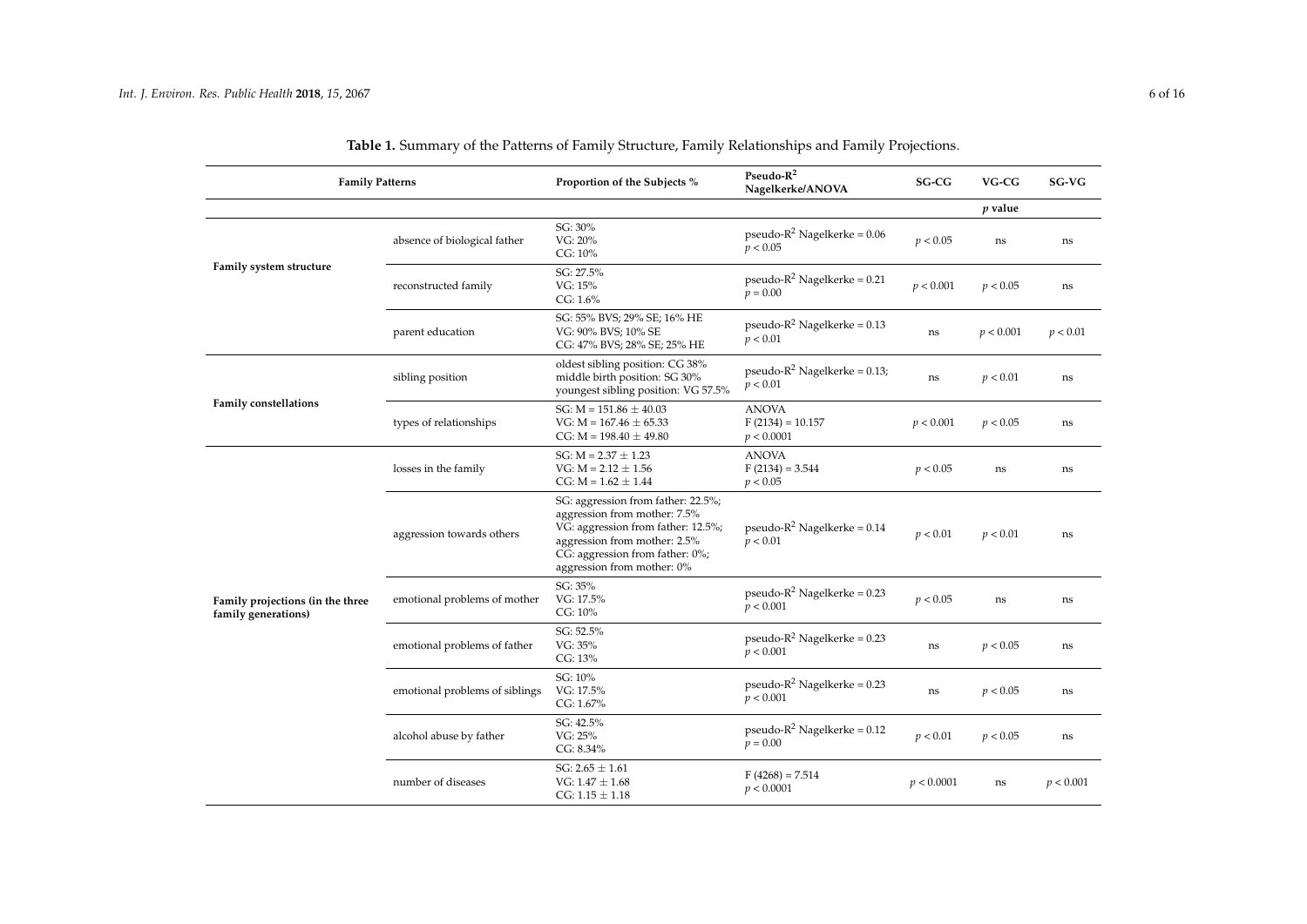**Table 1.** Summary of the Patterns of Family Structure, Family Relationships and Family Projections.

| Family Patterns | | Proportion of the Subjects % | Pseudo-$R^2$ Nagelkerke/ANOVA | SG-CG | VG-CG | SG-VG |
|---|---|---|---|---|---|---|
| | | | | | *p* value | |
| **Family system structure** | absence of biological father | SG: 30%<br>VG: 20%<br>CG: 10% | pseudo-$R^2$ Nagelkerke = 0.06<br>$p < 0.05$ | $p < 0.05$ | ns | ns |
| | reconstructed family | SG: 27.5%<br>VG: 15%<br>CG: 1.6% | pseudo-$R^2$ Nagelkerke = 0.21<br>$p = 0.00$ | $p < 0.001$ | $p < 0.05$ | ns |
| | parent education | SG: 55% BVS; 29% SE; 16% HE<br>VG: 90% BVS; 10% SE<br>CG: 47% BVS; 28% SE; 25% HE | pseudo-$R^2$ Nagelkerke = 0.13<br>$p < 0.01$ | ns | $p < 0.001$ | $p < 0.01$ |
| **Family constellations** | sibling position | oldest sibling position: CG 38%<br>middle birth position: SG 30%<br>youngest sibling position: VG 57.5% | pseudo-$R^2$ Nagelkerke = 0.13;<br>$p < 0.01$ | ns | $p < 0.01$ | ns |
| | types of relationships | SG: M = 151.86 ± 40.03<br>VG: M = 167.46 ± 65.33<br>CG: M = 198.40 ± 49.80 | ANOVA<br>$F(2134) = 10.157$<br>$p < 0.0001$ | $p < 0.001$ | $p < 0.05$ | ns |
| **Family projections (in the three family generations)** | losses in the family | SG: M = 2.37 ± 1.23<br>VG: M = 2.12 ± 1.56<br>CG: M = 1.62 ± 1.44 | ANOVA<br>$F(2134) = 3.544$<br>$p < 0.05$ | $p < 0.05$ | ns | ns |
| | aggression towards others | SG: aggression from father: 22.5%; aggression from mother: 7.5%<br>VG: aggression from father: 12.5%; aggression from mother: 2.5%<br>CG: aggression from father: 0%; aggression from mother: 0% | pseudo-$R^2$ Nagelkerke = 0.14<br>$p < 0.01$ | $p < 0.01$ | $p < 0.01$ | ns |
| | emotional problems of mother | SG: 35%<br>VG: 17.5%<br>CG: 10% | pseudo-$R^2$ Nagelkerke = 0.23<br>$p < 0.001$ | $p < 0.05$ | ns | ns |
| | emotional problems of father | SG: 52.5%<br>VG: 35%<br>CG: 13% | pseudo-$R^2$ Nagelkerke = 0.23<br>$p < 0.001$ | ns | $p < 0.05$ | ns |
| | emotional problems of siblings | SG: 10%<br>VG: 17.5%<br>CG: 1.67% | pseudo-$R^2$ Nagelkerke = 0.23<br>$p < 0.001$ | ns | $p < 0.05$ | ns |
| | alcohol abuse by father | SG: 42.5%<br>VG: 25%<br>CG: 8.34% | pseudo-$R^2$ Nagelkerke = 0.12<br>$p = 0.00$ | $p < 0.01$ | $p < 0.05$ | ns |
| | number of diseases | SG: 2.65 ± 1.61<br>VG: 1.47 ± 1.68<br>CG: 1.15 ± 1.18 | $F(4268) = 7.514$<br>$p < 0.0001$ | $p < 0.0001$ | ns | $p < 0.001$ |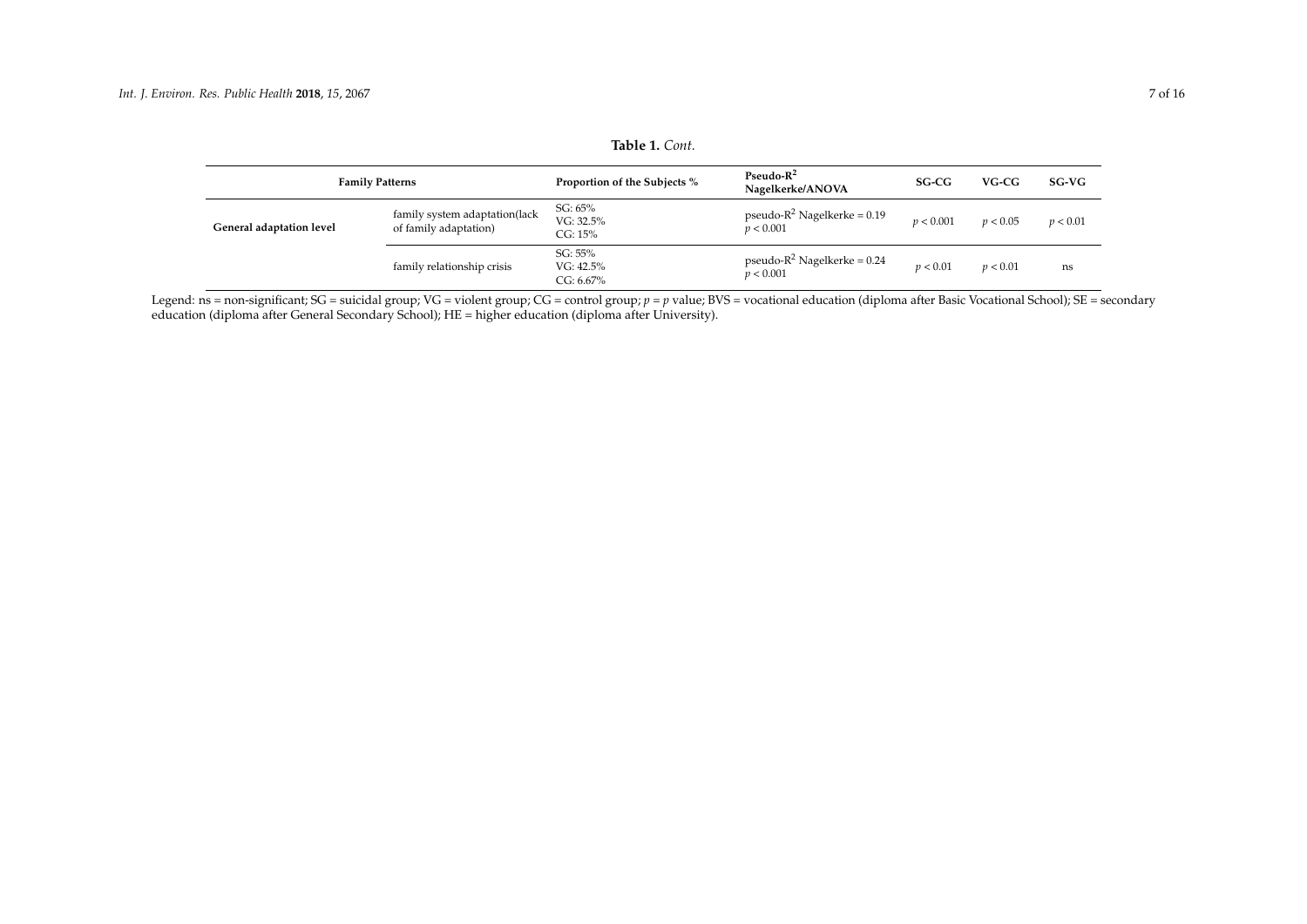**Table 1.** *Cont.*

| Family Patterns | | Proportion of the Subjects % | Pseudo-$R^2$ Nagelkerke/ANOVA | SG-CG | VG-CG | SG-VG |
|---|---|---|---|---|---|---|
| **General adaptation level** | family system adaptation(lack of family adaptation) | SG: 65% VG: 32.5% CG: 15% | pseudo-$R^2$ Nagelkerke = 0.19 $p < 0.001$ | $p < 0.001$ | $p < 0.05$ | $p < 0.01$ |
| | family relationship crisis | SG: 55% VG: 42.5% CG: 6.67% | pseudo-$R^2$ Nagelkerke = 0.24 $p < 0.001$ | $p < 0.01$ | $p < 0.01$ | ns |

Legend: ns = non-significant; SG = suicidal group; VG = violent group; CG = control group; $p$ = $p$ value; BVS = vocational education (diploma after Basic Vocational School); SE = secondary education (diploma after General Secondary School); HE = higher education (diploma after University).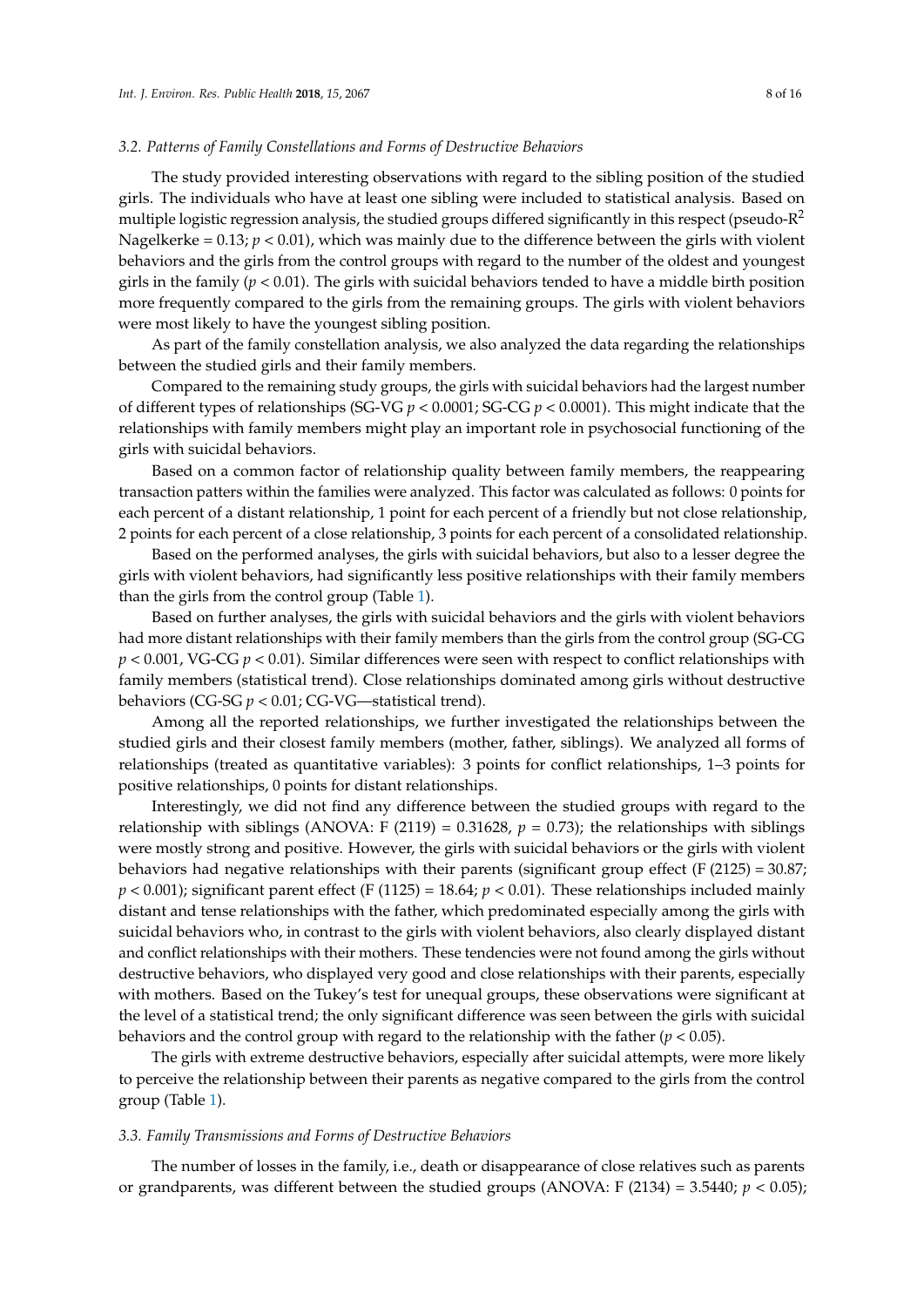### 3.2. Patterns of Family Constellations and Forms of Destructive Behaviors

The study provided interesting observations with regard to the sibling position of the studied girls. The individuals who have at least one sibling were included to statistical analysis. Based on multiple logistic regression analysis, the studied groups differed significantly in this respect (pseudo-$R^2$ Nagelkerke = 0.13; $p < 0.01$), which was mainly due to the difference between the girls with violent behaviors and the girls from the control groups with regard to the number of the oldest and youngest girls in the family ($p < 0.01$). The girls with suicidal behaviors tended to have a middle birth position more frequently compared to the girls from the remaining groups. The girls with violent behaviors were most likely to have the youngest sibling position.

As part of the family constellation analysis, we also analyzed the data regarding the relationships between the studied girls and their family members.

Compared to the remaining study groups, the girls with suicidal behaviors had the largest number of different types of relationships (SG-VG $p < 0.0001$; SG-CG $p < 0.0001$). This might indicate that the relationships with family members might play an important role in psychosocial functioning of the girls with suicidal behaviors.

Based on a common factor of relationship quality between family members, the reappearing transaction patters within the families were analyzed. This factor was calculated as follows: 0 points for each percent of a distant relationship, 1 point for each percent of a friendly but not close relationship, 2 points for each percent of a close relationship, 3 points for each percent of a consolidated relationship.

Based on the performed analyses, the girls with suicidal behaviors, but also to a lesser degree the girls with violent behaviors, had significantly less positive relationships with their family members than the girls from the control group (Table 1).

Based on further analyses, the girls with suicidal behaviors and the girls with violent behaviors had more distant relationships with their family members than the girls from the control group (SG-CG $p < 0.001$, VG-CG $p < 0.01$). Similar differences were seen with respect to conflict relationships with family members (statistical trend). Close relationships dominated among girls without destructive behaviors (CG-SG $p < 0.01$; CG-VG—statistical trend).

Among all the reported relationships, we further investigated the relationships between the studied girls and their closest family members (mother, father, siblings). We analyzed all forms of relationships (treated as quantitative variables): 3 points for conflict relationships, 1–3 points for positive relationships, 0 points for distant relationships.

Interestingly, we did not find any difference between the studied groups with regard to the relationship with siblings (ANOVA: $F(2119) = 0.31628$, $p = 0.73$); the relationships with siblings were mostly strong and positive. However, the girls with suicidal behaviors or the girls with violent behaviors had negative relationships with their parents (significant group effect ($F(2125) = 30.87$; $p < 0.001$); significant parent effect ($F(1125) = 18.64$; $p < 0.01$). These relationships included mainly distant and tense relationships with the father, which predominated especially among the girls with suicidal behaviors who, in contrast to the girls with violent behaviors, also clearly displayed distant and conflict relationships with their mothers. These tendencies were not found among the girls without destructive behaviors, who displayed very good and close relationships with their parents, especially with mothers. Based on the Tukey's test for unequal groups, these observations were significant at the level of a statistical trend; the only significant difference was seen between the girls with suicidal behaviors and the control group with regard to the relationship with the father ($p < 0.05$).

The girls with extreme destructive behaviors, especially after suicidal attempts, were more likely to perceive the relationship between their parents as negative compared to the girls from the control group (Table 1).

### 3.3. Family Transmissions and Forms of Destructive Behaviors

The number of losses in the family, i.e., death or disappearance of close relatives such as parents or grandparents, was different between the studied groups (ANOVA: $F(2134) = 3.5440$; $p < 0.05$);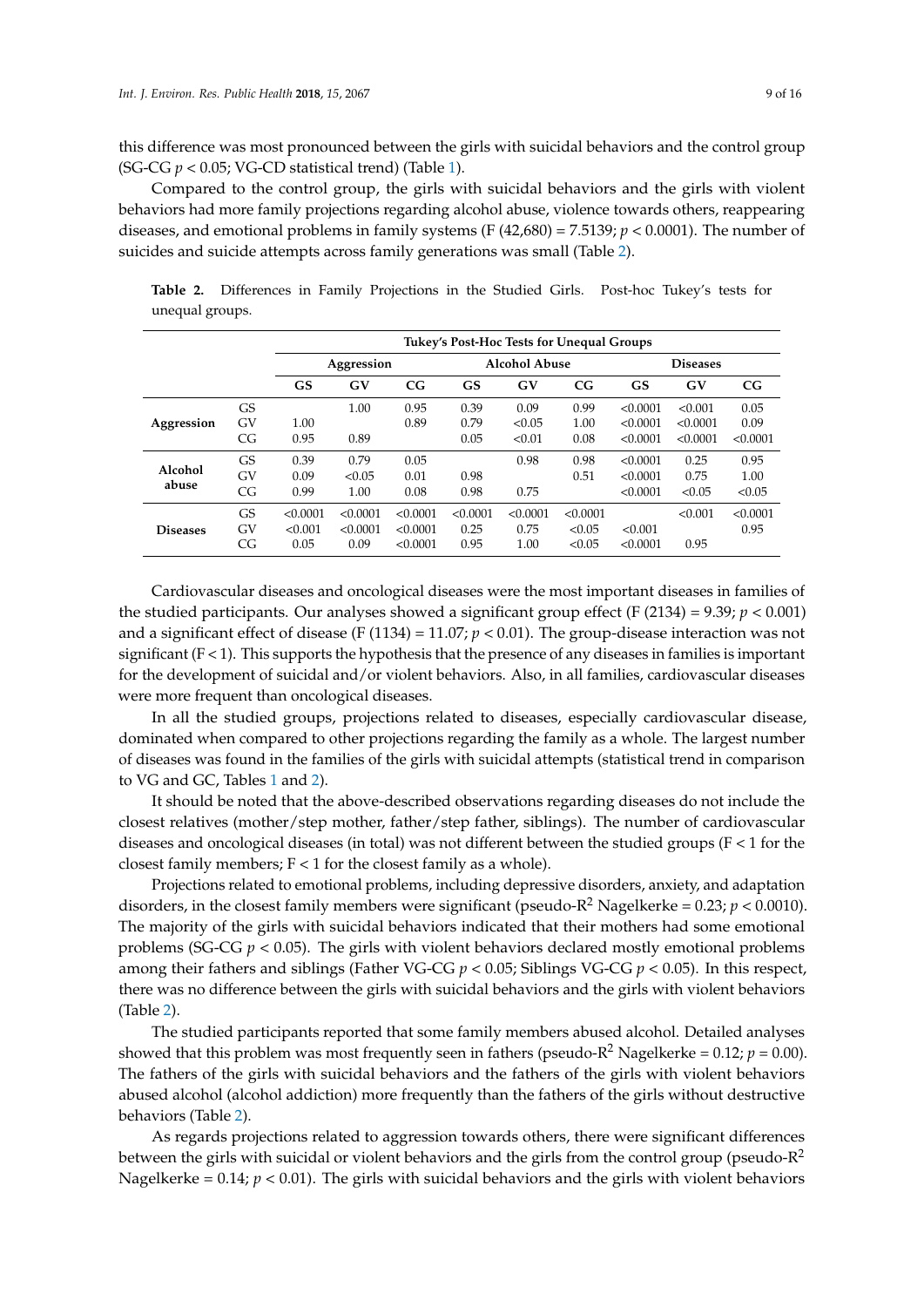this difference was most pronounced between the girls with suicidal behaviors and the control group (SG-CG $p < 0.05$; VG-CD statistical trend) (Table 1).

Compared to the control group, the girls with suicidal behaviors and the girls with violent behaviors had more family projections regarding alcohol abuse, violence towards others, reappearing diseases, and emotional problems in family systems ($F(42{,}680) = 7.5139$; $p < 0.0001$). The number of suicides and suicide attempts across family generations was small (Table 2).

**Table 2.** Differences in Family Projections in the Studied Girls. Post-hoc Tukey's tests for unequal groups.

| | | Tukey's Post-Hoc Tests for Unequal Groups | | | | | | | | |
|---|---|---|---|---|---|---|---|---|---|---|
| | | **Aggression** | | | **Alcohol Abuse** | | | **Diseases** | | |
| | | **GS** | **GV** | **CG** | **GS** | **GV** | **CG** | **GS** | **GV** | **CG** |
| **Aggression** | GS | | 1.00 | 0.95 | 0.39 | 0.09 | 0.99 | <0.0001 | <0.001 | 0.05 |
| | GV | 1.00 | | 0.89 | 0.79 | <0.05 | 1.00 | <0.0001 | <0.0001 | 0.09 |
| | CG | 0.95 | 0.89 | | 0.05 | <0.01 | 0.08 | <0.0001 | <0.0001 | <0.0001 |
| **Alcohol abuse** | GS | 0.39 | 0.79 | 0.05 | | 0.98 | 0.98 | <0.0001 | 0.25 | 0.95 |
| | GV | 0.09 | <0.05 | 0.01 | 0.98 | | 0.51 | <0.0001 | 0.75 | 1.00 |
| | CG | 0.99 | 1.00 | 0.08 | 0.98 | 0.75 | | <0.0001 | <0.05 | <0.05 |
| **Diseases** | GS | <0.0001 | <0.0001 | <0.0001 | <0.0001 | <0.0001 | <0.0001 | | <0.001 | <0.0001 |
| | GV | <0.001 | <0.0001 | <0.0001 | 0.25 | 0.75 | <0.05 | <0.001 | | 0.95 |
| | CG | 0.05 | 0.09 | <0.0001 | 0.95 | 1.00 | <0.05 | <0.0001 | 0.95 | |

Cardiovascular diseases and oncological diseases were the most important diseases in families of the studied participants. Our analyses showed a significant group effect ($F(2134) = 9.39$; $p < 0.001$) and a significant effect of disease ($F(1134) = 11.07$; $p < 0.01$). The group-disease interaction was not significant ($F < 1$). This supports the hypothesis that the presence of any diseases in families is important for the development of suicidal and/or violent behaviors. Also, in all families, cardiovascular diseases were more frequent than oncological diseases.

In all the studied groups, projections related to diseases, especially cardiovascular disease, dominated when compared to other projections regarding the family as a whole. The largest number of diseases was found in the families of the girls with suicidal attempts (statistical trend in comparison to VG and GC, Tables 1 and 2).

It should be noted that the above-described observations regarding diseases do not include the closest relatives (mother/step mother, father/step father, siblings). The number of cardiovascular diseases and oncological diseases (in total) was not different between the studied groups ($F < 1$ for the closest family members; $F < 1$ for the closest family as a whole).

Projections related to emotional problems, including depressive disorders, anxiety, and adaptation disorders, in the closest family members were significant (pseudo-$R^2$ Nagelkerke = 0.23; $p < 0.0010$). The majority of the girls with suicidal behaviors indicated that their mothers had some emotional problems (SG-CG $p < 0.05$). The girls with violent behaviors declared mostly emotional problems among their fathers and siblings (Father VG-CG $p < 0.05$; Siblings VG-CG $p < 0.05$). In this respect, there was no difference between the girls with suicidal behaviors and the girls with violent behaviors (Table 2).

The studied participants reported that some family members abused alcohol. Detailed analyses showed that this problem was most frequently seen in fathers (pseudo-$R^2$ Nagelkerke = 0.12; $p = 0.00$). The fathers of the girls with suicidal behaviors and the fathers of the girls with violent behaviors abused alcohol (alcohol addiction) more frequently than the fathers of the girls without destructive behaviors (Table 2).

As regards projections related to aggression towards others, there were significant differences between the girls with suicidal or violent behaviors and the girls from the control group (pseudo-$R^2$ Nagelkerke = 0.14; $p < 0.01$). The girls with suicidal behaviors and the girls with violent behaviors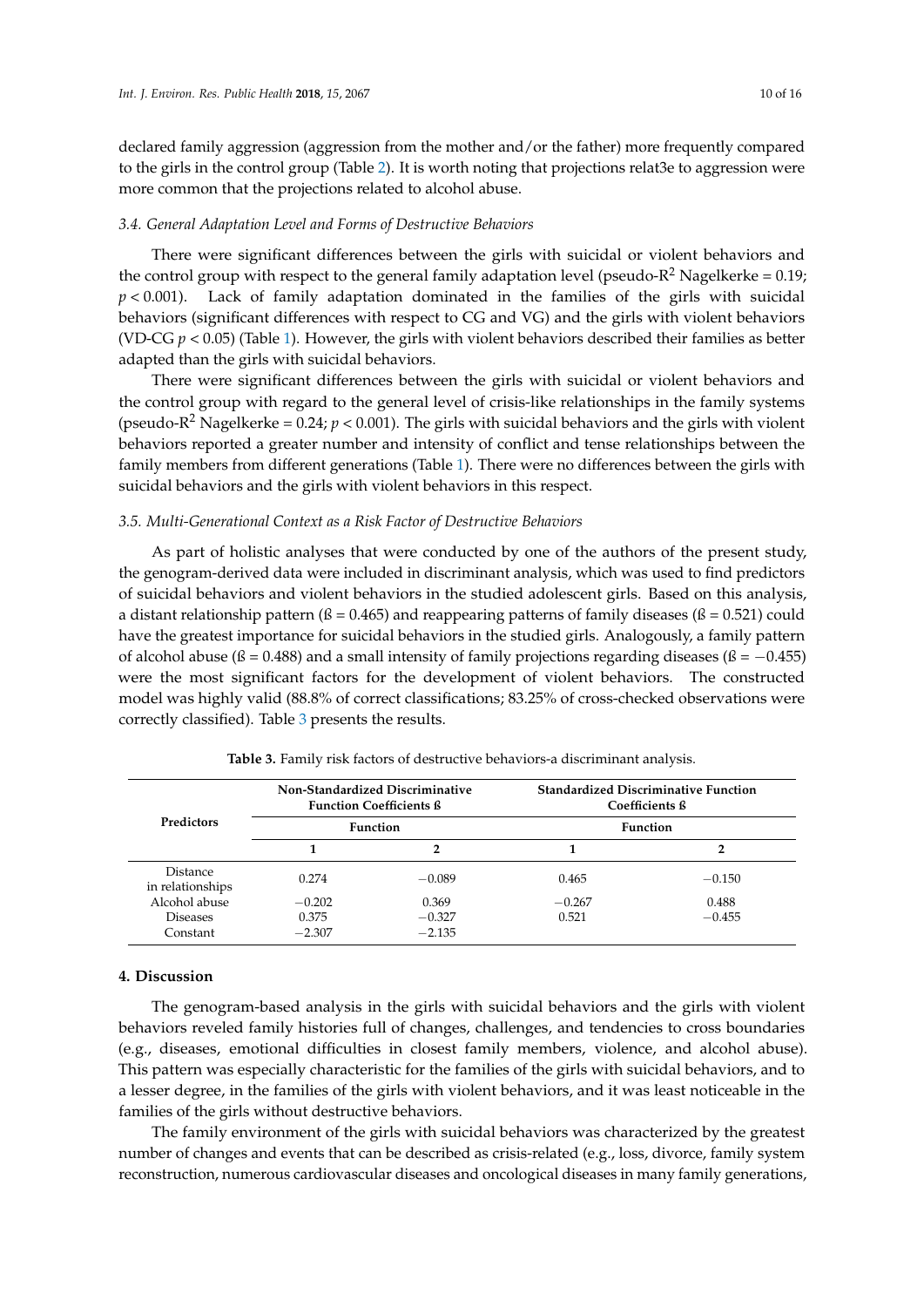declared family aggression (aggression from the mother and/or the father) more frequently compared to the girls in the control group (Table 2). It is worth noting that projections relat3e to aggression were more common that the projections related to alcohol abuse.

### *3.4. General Adaptation Level and Forms of Destructive Behaviors*

There were significant differences between the girls with suicidal or violent behaviors and the control group with respect to the general family adaptation level (pseudo-$R^2$ Nagelkerke = 0.19; $p < 0.001$). Lack of family adaptation dominated in the families of the girls with suicidal behaviors (significant differences with respect to CG and VG) and the girls with violent behaviors (VD-CG $p < 0.05$) (Table 1). However, the girls with violent behaviors described their families as better adapted than the girls with suicidal behaviors.

There were significant differences between the girls with suicidal or violent behaviors and the control group with regard to the general level of crisis-like relationships in the family systems (pseudo-$R^2$ Nagelkerke = 0.24; $p < 0.001$). The girls with suicidal behaviors and the girls with violent behaviors reported a greater number and intensity of conflict and tense relationships between the family members from different generations (Table 1). There were no differences between the girls with suicidal behaviors and the girls with violent behaviors in this respect.

### *3.5. Multi-Generational Context as a Risk Factor of Destructive Behaviors*

As part of holistic analyses that were conducted by one of the authors of the present study, the genogram-derived data were included in discriminant analysis, which was used to find predictors of suicidal behaviors and violent behaviors in the studied adolescent girls. Based on this analysis, a distant relationship pattern (ß = 0.465) and reappearing patterns of family diseases (ß = 0.521) could have the greatest importance for suicidal behaviors in the studied girls. Analogously, a family pattern of alcohol abuse (ß = 0.488) and a small intensity of family projections regarding diseases (ß = −0.455) were the most significant factors for the development of violent behaviors. The constructed model was highly valid (88.8% of correct classifications; 83.25% of cross-checked observations were correctly classified). Table 3 presents the results.

**Table 3.** Family risk factors of destructive behaviors-a discriminant analysis.

| Predictors | Non-Standardized Discriminative Function Coefficients ß | | Standardized Discriminative Function Coefficients ß | |
|---|---|---|---|---|
| | Function | | Function | |
| | 1 | 2 | 1 | 2 |
| Distance in relationships | 0.274 | −0.089 | 0.465 | −0.150 |
| Alcohol abuse | −0.202 | 0.369 | −0.267 | 0.488 |
| Diseases | 0.375 | −0.327 | 0.521 | −0.455 |
| Constant | −2.307 | −2.135 | | |

## 4. Discussion

The genogram-based analysis in the girls with suicidal behaviors and the girls with violent behaviors reveled family histories full of changes, challenges, and tendencies to cross boundaries (e.g., diseases, emotional difficulties in closest family members, violence, and alcohol abuse). This pattern was especially characteristic for the families of the girls with suicidal behaviors, and to a lesser degree, in the families of the girls with violent behaviors, and it was least noticeable in the families of the girls without destructive behaviors.

The family environment of the girls with suicidal behaviors was characterized by the greatest number of changes and events that can be described as crisis-related (e.g., loss, divorce, family system reconstruction, numerous cardiovascular diseases and oncological diseases in many family generations,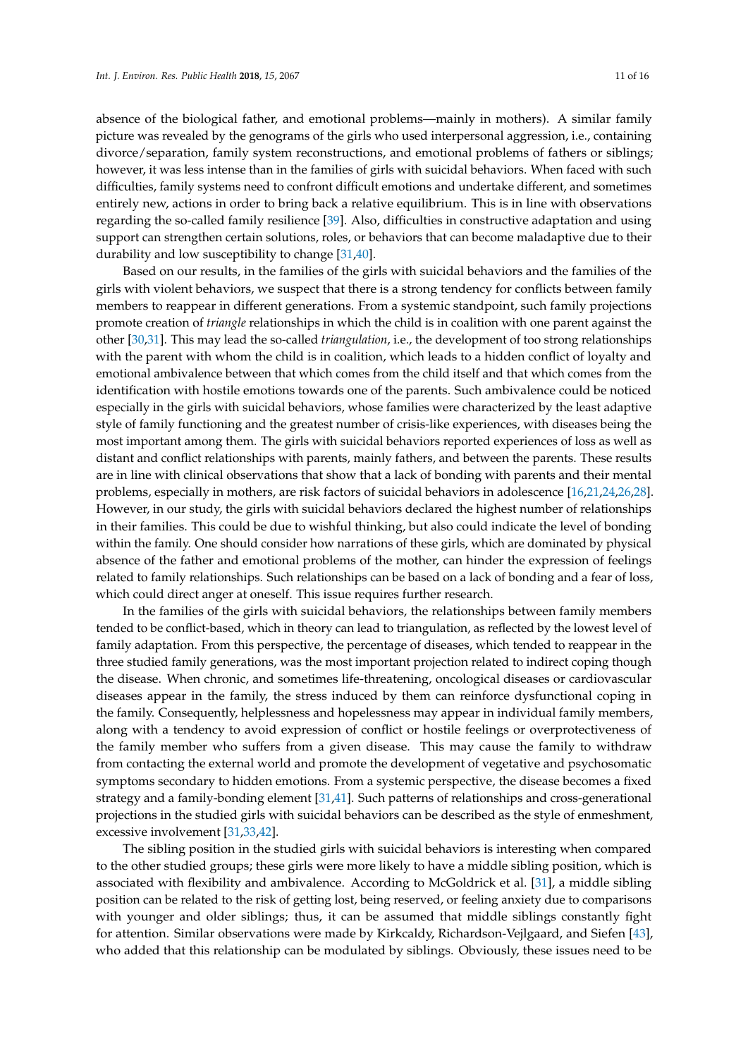absence of the biological father, and emotional problems—mainly in mothers). A similar family picture was revealed by the genograms of the girls who used interpersonal aggression, i.e., containing divorce/separation, family system reconstructions, and emotional problems of fathers or siblings; however, it was less intense than in the families of girls with suicidal behaviors. When faced with such difficulties, family systems need to confront difficult emotions and undertake different, and sometimes entirely new, actions in order to bring back a relative equilibrium. This is in line with observations regarding the so-called family resilience [39]. Also, difficulties in constructive adaptation and using support can strengthen certain solutions, roles, or behaviors that can become maladaptive due to their durability and low susceptibility to change [31,40].

Based on our results, in the families of the girls with suicidal behaviors and the families of the girls with violent behaviors, we suspect that there is a strong tendency for conflicts between family members to reappear in different generations. From a systemic standpoint, such family projections promote creation of *triangle* relationships in which the child is in coalition with one parent against the other [30,31]. This may lead the so-called *triangulation*, i.e., the development of too strong relationships with the parent with whom the child is in coalition, which leads to a hidden conflict of loyalty and emotional ambivalence between that which comes from the child itself and that which comes from the identification with hostile emotions towards one of the parents. Such ambivalence could be noticed especially in the girls with suicidal behaviors, whose families were characterized by the least adaptive style of family functioning and the greatest number of crisis-like experiences, with diseases being the most important among them. The girls with suicidal behaviors reported experiences of loss as well as distant and conflict relationships with parents, mainly fathers, and between the parents. These results are in line with clinical observations that show that a lack of bonding with parents and their mental problems, especially in mothers, are risk factors of suicidal behaviors in adolescence [16,21,24,26,28]. However, in our study, the girls with suicidal behaviors declared the highest number of relationships in their families. This could be due to wishful thinking, but also could indicate the level of bonding within the family. One should consider how narrations of these girls, which are dominated by physical absence of the father and emotional problems of the mother, can hinder the expression of feelings related to family relationships. Such relationships can be based on a lack of bonding and a fear of loss, which could direct anger at oneself. This issue requires further research.

In the families of the girls with suicidal behaviors, the relationships between family members tended to be conflict-based, which in theory can lead to triangulation, as reflected by the lowest level of family adaptation. From this perspective, the percentage of diseases, which tended to reappear in the three studied family generations, was the most important projection related to indirect coping though the disease. When chronic, and sometimes life-threatening, oncological diseases or cardiovascular diseases appear in the family, the stress induced by them can reinforce dysfunctional coping in the family. Consequently, helplessness and hopelessness may appear in individual family members, along with a tendency to avoid expression of conflict or hostile feelings or overprotectiveness of the family member who suffers from a given disease. This may cause the family to withdraw from contacting the external world and promote the development of vegetative and psychosomatic symptoms secondary to hidden emotions. From a systemic perspective, the disease becomes a fixed strategy and a family-bonding element [31,41]. Such patterns of relationships and cross-generational projections in the studied girls with suicidal behaviors can be described as the style of enmeshment, excessive involvement [31,33,42].

The sibling position in the studied girls with suicidal behaviors is interesting when compared to the other studied groups; these girls were more likely to have a middle sibling position, which is associated with flexibility and ambivalence. According to McGoldrick et al. [31], a middle sibling position can be related to the risk of getting lost, being reserved, or feeling anxiety due to comparisons with younger and older siblings; thus, it can be assumed that middle siblings constantly fight for attention. Similar observations were made by Kirkcaldy, Richardson-Vejlgaard, and Siefen [43], who added that this relationship can be modulated by siblings. Obviously, these issues need to be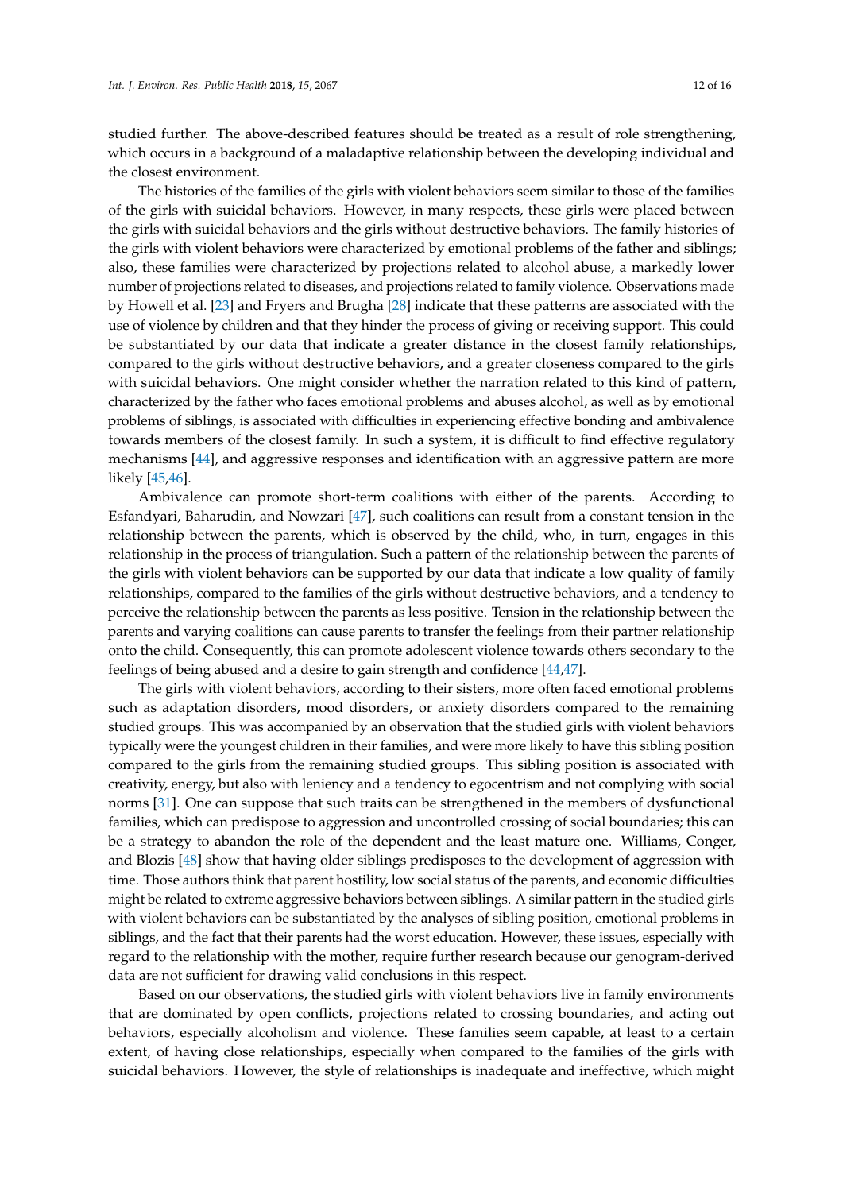studied further. The above-described features should be treated as a result of role strengthening, which occurs in a background of a maladaptive relationship between the developing individual and the closest environment.

The histories of the families of the girls with violent behaviors seem similar to those of the families of the girls with suicidal behaviors. However, in many respects, these girls were placed between the girls with suicidal behaviors and the girls without destructive behaviors. The family histories of the girls with violent behaviors were characterized by emotional problems of the father and siblings; also, these families were characterized by projections related to alcohol abuse, a markedly lower number of projections related to diseases, and projections related to family violence. Observations made by Howell et al. [23] and Fryers and Brugha [28] indicate that these patterns are associated with the use of violence by children and that they hinder the process of giving or receiving support. This could be substantiated by our data that indicate a greater distance in the closest family relationships, compared to the girls without destructive behaviors, and a greater closeness compared to the girls with suicidal behaviors. One might consider whether the narration related to this kind of pattern, characterized by the father who faces emotional problems and abuses alcohol, as well as by emotional problems of siblings, is associated with difficulties in experiencing effective bonding and ambivalence towards members of the closest family. In such a system, it is difficult to find effective regulatory mechanisms [44], and aggressive responses and identification with an aggressive pattern are more likely [45,46].

Ambivalence can promote short-term coalitions with either of the parents. According to Esfandyari, Baharudin, and Nowzari [47], such coalitions can result from a constant tension in the relationship between the parents, which is observed by the child, who, in turn, engages in this relationship in the process of triangulation. Such a pattern of the relationship between the parents of the girls with violent behaviors can be supported by our data that indicate a low quality of family relationships, compared to the families of the girls without destructive behaviors, and a tendency to perceive the relationship between the parents as less positive. Tension in the relationship between the parents and varying coalitions can cause parents to transfer the feelings from their partner relationship onto the child. Consequently, this can promote adolescent violence towards others secondary to the feelings of being abused and a desire to gain strength and confidence [44,47].

The girls with violent behaviors, according to their sisters, more often faced emotional problems such as adaptation disorders, mood disorders, or anxiety disorders compared to the remaining studied groups. This was accompanied by an observation that the studied girls with violent behaviors typically were the youngest children in their families, and were more likely to have this sibling position compared to the girls from the remaining studied groups. This sibling position is associated with creativity, energy, but also with leniency and a tendency to egocentrism and not complying with social norms [31]. One can suppose that such traits can be strengthened in the members of dysfunctional families, which can predispose to aggression and uncontrolled crossing of social boundaries; this can be a strategy to abandon the role of the dependent and the least mature one. Williams, Conger, and Blozis [48] show that having older siblings predisposes to the development of aggression with time. Those authors think that parent hostility, low social status of the parents, and economic difficulties might be related to extreme aggressive behaviors between siblings. A similar pattern in the studied girls with violent behaviors can be substantiated by the analyses of sibling position, emotional problems in siblings, and the fact that their parents had the worst education. However, these issues, especially with regard to the relationship with the mother, require further research because our genogram-derived data are not sufficient for drawing valid conclusions in this respect.

Based on our observations, the studied girls with violent behaviors live in family environments that are dominated by open conflicts, projections related to crossing boundaries, and acting out behaviors, especially alcoholism and violence. These families seem capable, at least to a certain extent, of having close relationships, especially when compared to the families of the girls with suicidal behaviors. However, the style of relationships is inadequate and ineffective, which might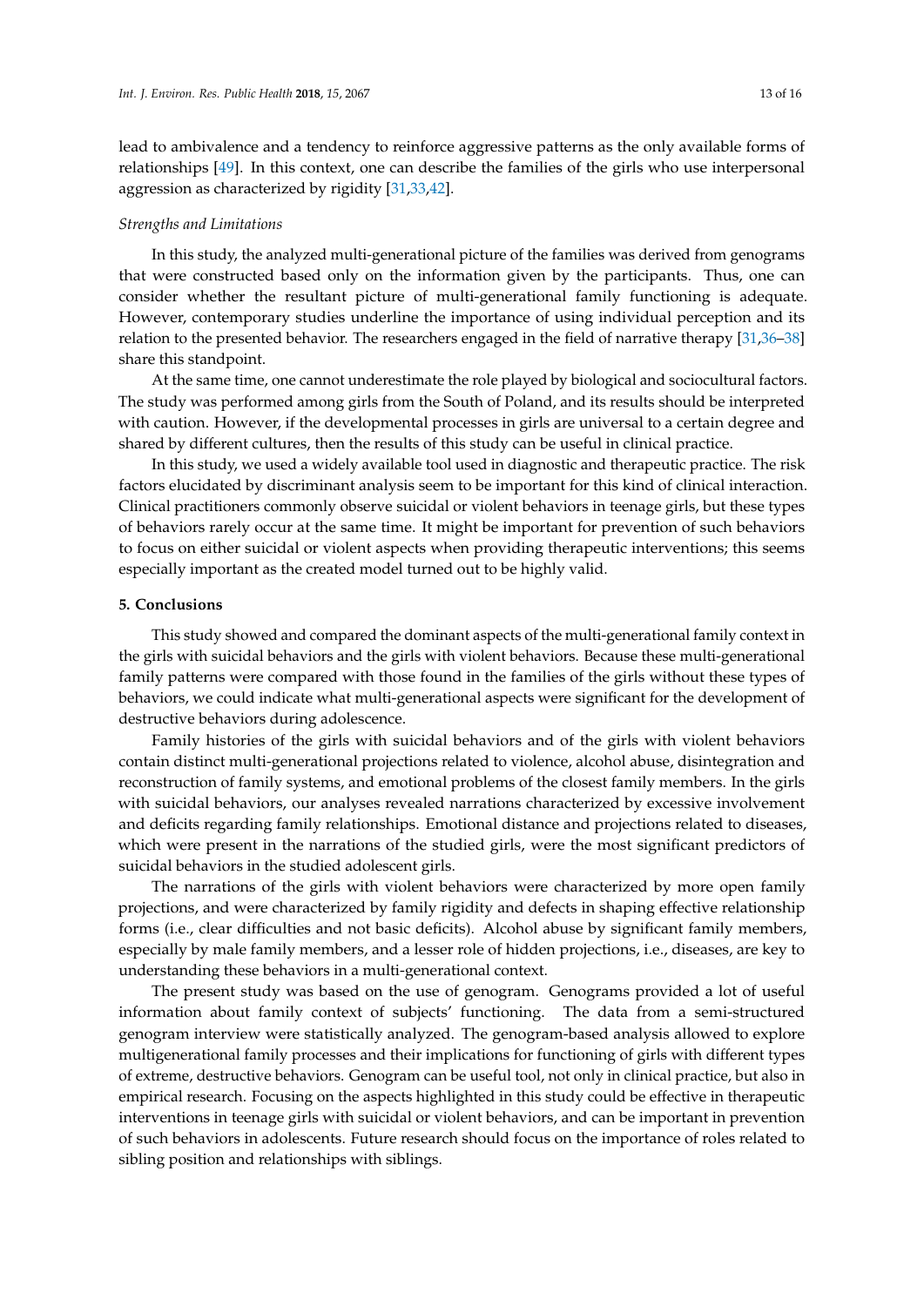lead to ambivalence and a tendency to reinforce aggressive patterns as the only available forms of relationships [49]. In this context, one can describe the families of the girls who use interpersonal aggression as characterized by rigidity [31,33,42].

*Strengths and Limitations*

In this study, the analyzed multi-generational picture of the families was derived from genograms that were constructed based only on the information given by the participants. Thus, one can consider whether the resultant picture of multi-generational family functioning is adequate. However, contemporary studies underline the importance of using individual perception and its relation to the presented behavior. The researchers engaged in the field of narrative therapy [31,36–38] share this standpoint.

At the same time, one cannot underestimate the role played by biological and sociocultural factors. The study was performed among girls from the South of Poland, and its results should be interpreted with caution. However, if the developmental processes in girls are universal to a certain degree and shared by different cultures, then the results of this study can be useful in clinical practice.

In this study, we used a widely available tool used in diagnostic and therapeutic practice. The risk factors elucidated by discriminant analysis seem to be important for this kind of clinical interaction. Clinical practitioners commonly observe suicidal or violent behaviors in teenage girls, but these types of behaviors rarely occur at the same time. It might be important for prevention of such behaviors to focus on either suicidal or violent aspects when providing therapeutic interventions; this seems especially important as the created model turned out to be highly valid.

## 5. Conclusions

This study showed and compared the dominant aspects of the multi-generational family context in the girls with suicidal behaviors and the girls with violent behaviors. Because these multi-generational family patterns were compared with those found in the families of the girls without these types of behaviors, we could indicate what multi-generational aspects were significant for the development of destructive behaviors during adolescence.

Family histories of the girls with suicidal behaviors and of the girls with violent behaviors contain distinct multi-generational projections related to violence, alcohol abuse, disintegration and reconstruction of family systems, and emotional problems of the closest family members. In the girls with suicidal behaviors, our analyses revealed narrations characterized by excessive involvement and deficits regarding family relationships. Emotional distance and projections related to diseases, which were present in the narrations of the studied girls, were the most significant predictors of suicidal behaviors in the studied adolescent girls.

The narrations of the girls with violent behaviors were characterized by more open family projections, and were characterized by family rigidity and defects in shaping effective relationship forms (i.e., clear difficulties and not basic deficits). Alcohol abuse by significant family members, especially by male family members, and a lesser role of hidden projections, i.e., diseases, are key to understanding these behaviors in a multi-generational context.

The present study was based on the use of genogram. Genograms provided a lot of useful information about family context of subjects' functioning. The data from a semi-structured genogram interview were statistically analyzed. The genogram-based analysis allowed to explore multigenerational family processes and their implications for functioning of girls with different types of extreme, destructive behaviors. Genogram can be useful tool, not only in clinical practice, but also in empirical research. Focusing on the aspects highlighted in this study could be effective in therapeutic interventions in teenage girls with suicidal or violent behaviors, and can be important in prevention of such behaviors in adolescents. Future research should focus on the importance of roles related to sibling position and relationships with siblings.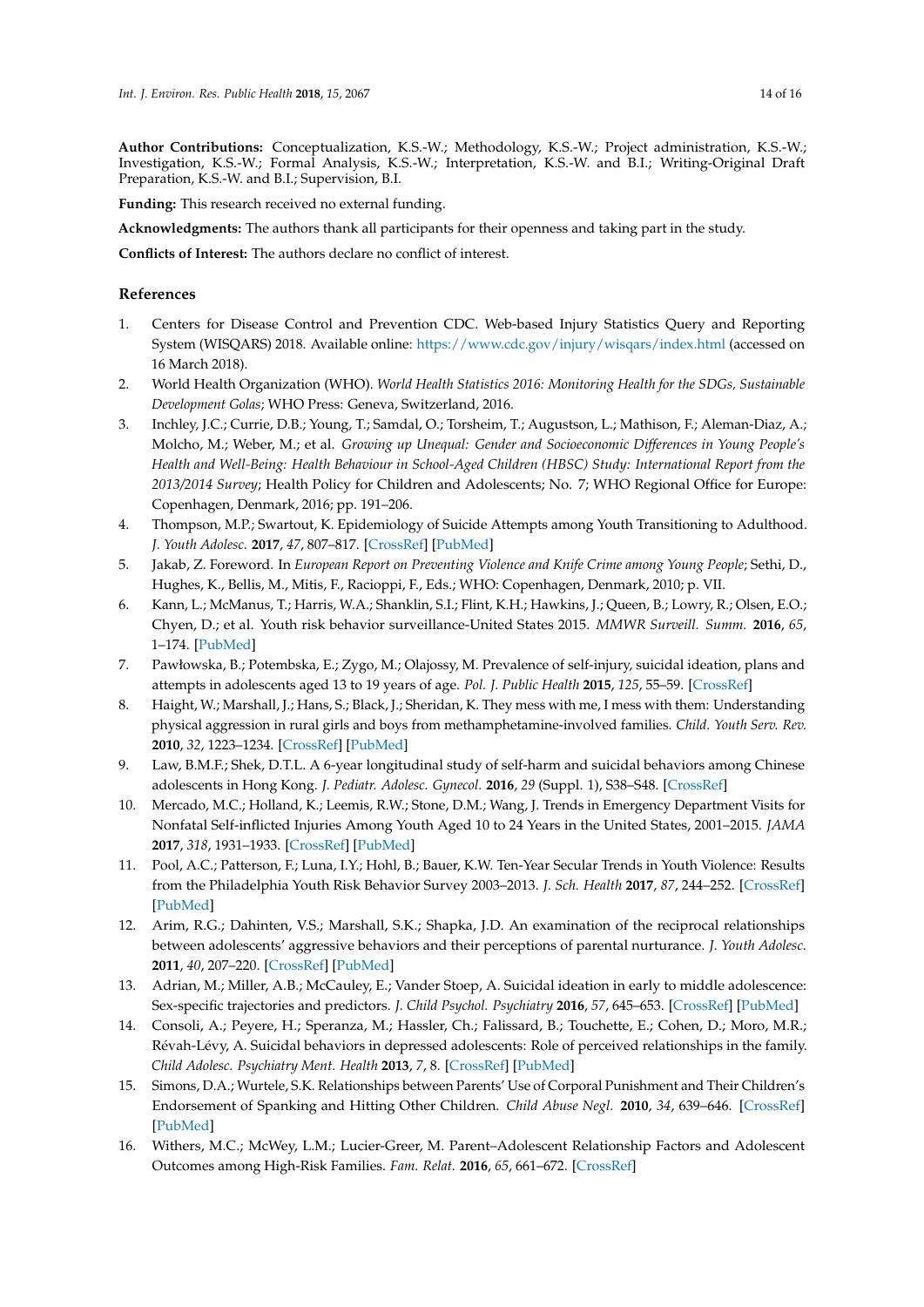**Author Contributions:** Conceptualization, K.S.-W.; Methodology, K.S.-W.; Project administration, K.S.-W.; Investigation, K.S.-W.; Formal Analysis, K.S.-W.; Interpretation, K.S.-W. and B.I.; Writing-Original Draft Preparation, K.S.-W. and B.I.; Supervision, B.I.

**Funding:** This research received no external funding.

**Acknowledgments:** The authors thank all participants for their openness and taking part in the study.

**Conflicts of Interest:** The authors declare no conflict of interest.

## References

1. Centers for Disease Control and Prevention CDC. Web-based Injury Statistics Query and Reporting System (WISQARS) 2018. Available online: https://www.cdc.gov/injury/wisqars/index.html (accessed on 16 March 2018).
2. World Health Organization (WHO). *World Health Statistics 2016: Monitoring Health for the SDGs, Sustainable Development Golas*; WHO Press: Geneva, Switzerland, 2016.
3. Inchley, J.C.; Currie, D.B.; Young, T.; Samdal, O.; Torsheim, T.; Augustson, L.; Mathison, F.; Aleman-Diaz, A.; Molcho, M.; Weber, M.; et al. *Growing up Unequal: Gender and Socioeconomic Differences in Young People's Health and Well-Being: Health Behaviour in School-Aged Children (HBSC) Study: International Report from the 2013/2014 Survey*; Health Policy for Children and Adolescents; No. 7; WHO Regional Office for Europe: Copenhagen, Denmark, 2016; pp. 191–206.
4. Thompson, M.P.; Swartout, K. Epidemiology of Suicide Attempts among Youth Transitioning to Adulthood. *J. Youth Adolesc.* **2017**, *47*, 807–817. [CrossRef] [PubMed]
5. Jakab, Z. Foreword. In *European Report on Preventing Violence and Knife Crime among Young People*; Sethi, D., Hughes, K., Bellis, M., Mitis, F., Racioppi, F., Eds.; WHO: Copenhagen, Denmark, 2010; p. VII.
6. Kann, L.; McManus, T.; Harris, W.A.; Shanklin, S.I.; Flint, K.H.; Hawkins, J.; Queen, B.; Lowry, R.; Olsen, E.O.; Chyen, D.; et al. Youth risk behavior surveillance-United States 2015. *MMWR Surveill. Summ.* **2016**, *65*, 1–174. [PubMed]
7. Pawłowska, B.; Potembska, E.; Zygo, M.; Olajossy, M. Prevalence of self-injury, suicidal ideation, plans and attempts in adolescents aged 13 to 19 years of age. *Pol. J. Public Health* **2015**, *125*, 55–59. [CrossRef]
8. Haight, W.; Marshall, J.; Hans, S.; Black, J.; Sheridan, K. They mess with me, I mess with them: Understanding physical aggression in rural girls and boys from methamphetamine-involved families. *Child. Youth Serv. Rev.* **2010**, *32*, 1223–1234. [CrossRef] [PubMed]
9. Law, B.M.F.; Shek, D.T.L. A 6-year longitudinal study of self-harm and suicidal behaviors among Chinese adolescents in Hong Kong. *J. Pediatr. Adolesc. Gynecol.* **2016**, *29* (Suppl. 1), S38–S48. [CrossRef]
10. Mercado, M.C.; Holland, K.; Leemis, R.W.; Stone, D.M.; Wang, J. Trends in Emergency Department Visits for Nonfatal Self-inflicted Injuries Among Youth Aged 10 to 24 Years in the United States, 2001–2015. *JAMA* **2017**, *318*, 1931–1933. [CrossRef] [PubMed]
11. Pool, A.C.; Patterson, F.; Luna, I.Y.; Hohl, B.; Bauer, K.W. Ten-Year Secular Trends in Youth Violence: Results from the Philadelphia Youth Risk Behavior Survey 2003–2013. *J. Sch. Health* **2017**, *87*, 244–252. [CrossRef] [PubMed]
12. Arim, R.G.; Dahinten, V.S.; Marshall, S.K.; Shapka, J.D. An examination of the reciprocal relationships between adolescents' aggressive behaviors and their perceptions of parental nurturance. *J. Youth Adolesc.* **2011**, *40*, 207–220. [CrossRef] [PubMed]
13. Adrian, M.; Miller, A.B.; McCauley, E.; Vander Stoep, A. Suicidal ideation in early to middle adolescence: Sex-specific trajectories and predictors. *J. Child Psychol. Psychiatry* **2016**, *57*, 645–653. [CrossRef] [PubMed]
14. Consoli, A.; Peyere, H.; Speranza, M.; Hassler, Ch.; Falissard, B.; Touchette, E.; Cohen, D.; Moro, M.R.; Révah-Lévy, A. Suicidal behaviors in depressed adolescents: Role of perceived relationships in the family. *Child Adolesc. Psychiatry Ment. Health* **2013**, *7*, 8. [CrossRef] [PubMed]
15. Simons, D.A.; Wurtele, S.K. Relationships between Parents' Use of Corporal Punishment and Their Children's Endorsement of Spanking and Hitting Other Children. *Child Abuse Negl.* **2010**, *34*, 639–646. [CrossRef] [PubMed]
16. Withers, M.C.; McWey, L.M.; Lucier-Greer, M. Parent–Adolescent Relationship Factors and Adolescent Outcomes among High-Risk Families. *Fam. Relat.* **2016**, *65*, 661–672. [CrossRef]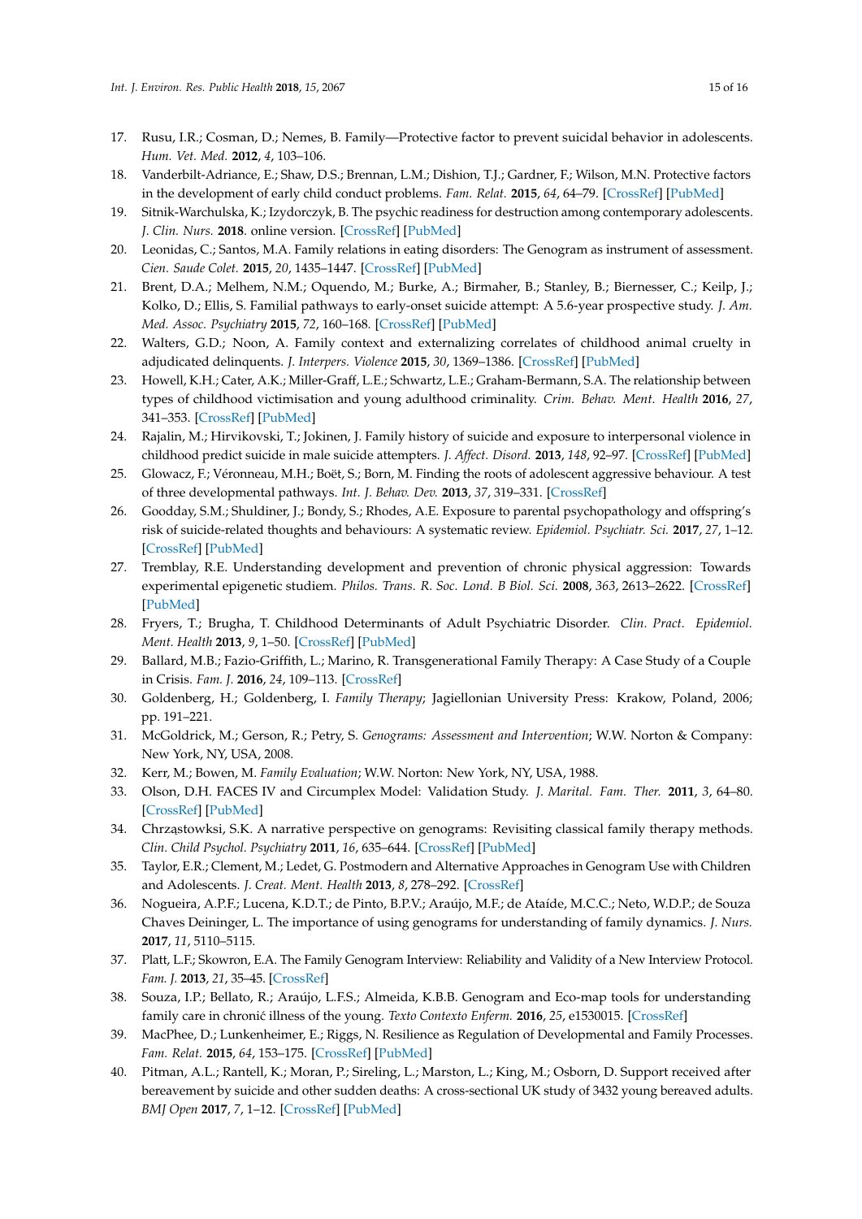17. Rusu, I.R.; Cosman, D.; Nemes, B. Family—Protective factor to prevent suicidal behavior in adolescents. *Hum. Vet. Med.* **2012**, *4*, 103–106.
18. Vanderbilt-Adriance, E.; Shaw, D.S.; Brennan, L.M.; Dishion, T.J.; Gardner, F.; Wilson, M.N. Protective factors in the development of early child conduct problems. *Fam. Relat.* **2015**, *64*, 64–79. [CrossRef] [PubMed]
19. Sitnik-Warchulska, K.; Izydorczyk, B. The psychic readiness for destruction among contemporary adolescents. *J. Clin. Nurs.* **2018**. online version. [CrossRef] [PubMed]
20. Leonidas, C.; Santos, M.A. Family relations in eating disorders: The Genogram as instrument of assessment. *Cien. Saude Colet.* **2015**, *20*, 1435–1447. [CrossRef] [PubMed]
21. Brent, D.A.; Melhem, N.M.; Oquendo, M.; Burke, A.; Birmaher, B.; Stanley, B.; Biernesser, C.; Keilp, J.; Kolko, D.; Ellis, S. Familial pathways to early-onset suicide attempt: A 5.6-year prospective study. *J. Am. Med. Assoc. Psychiatry* **2015**, *72*, 160–168. [CrossRef] [PubMed]
22. Walters, G.D.; Noon, A. Family context and externalizing correlates of childhood animal cruelty in adjudicated delinquents. *J. Interpers. Violence* **2015**, *30*, 1369–1386. [CrossRef] [PubMed]
23. Howell, K.H.; Cater, A.K.; Miller-Graff, L.E.; Schwartz, L.E.; Graham-Bermann, S.A. The relationship between types of childhood victimisation and young adulthood criminality. *Crim. Behav. Ment. Health* **2016**, *27*, 341–353. [CrossRef] [PubMed]
24. Rajalin, M.; Hirvikovski, T.; Jokinen, J. Family history of suicide and exposure to interpersonal violence in childhood predict suicide in male suicide attempters. *J. Affect. Disord.* **2013**, *148*, 92–97. [CrossRef] [PubMed]
25. Glowacz, F.; Véronneau, M.H.; Boët, S.; Born, M. Finding the roots of adolescent aggressive behaviour. A test of three developmental pathways. *Int. J. Behav. Dev.* **2013**, *37*, 319–331. [CrossRef]
26. Goodday, S.M.; Shuldiner, J.; Bondy, S.; Rhodes, A.E. Exposure to parental psychopathology and offspring's risk of suicide-related thoughts and behaviours: A systematic review. *Epidemiol. Psychiatr. Sci.* **2017**, *27*, 1–12. [CrossRef] [PubMed]
27. Tremblay, R.E. Understanding development and prevention of chronic physical aggression: Towards experimental epigenetic studiem. *Philos. Trans. R. Soc. Lond. B Biol. Sci.* **2008**, *363*, 2613–2622. [CrossRef] [PubMed]
28. Fryers, T.; Brugha, T. Childhood Determinants of Adult Psychiatric Disorder. *Clin. Pract. Epidemiol. Ment. Health* **2013**, *9*, 1–50. [CrossRef] [PubMed]
29. Ballard, M.B.; Fazio-Griffith, L.; Marino, R. Transgenerational Family Therapy: A Case Study of a Couple in Crisis. *Fam. J.* **2016**, *24*, 109–113. [CrossRef]
30. Goldenberg, H.; Goldenberg, I. *Family Therapy*; Jagiellonian University Press: Krakow, Poland, 2006; pp. 191–221.
31. McGoldrick, M.; Gerson, R.; Petry, S. *Genograms: Assessment and Intervention*; W.W. Norton & Company: New York, NY, USA, 2008.
32. Kerr, M.; Bowen, M. *Family Evaluation*; W.W. Norton: New York, NY, USA, 1988.
33. Olson, D.H. FACES IV and Circumplex Model: Validation Study. *J. Marital. Fam. Ther.* **2011**, *3*, 64–80. [CrossRef] [PubMed]
34. Chrząstowski, S.K. A narrative perspective on genograms: Revisiting classical family therapy methods. *Clin. Child Psychol. Psychiatry* **2011**, *16*, 635–644. [CrossRef] [PubMed]
35. Taylor, E.R.; Clement, M.; Ledet, G. Postmodern and Alternative Approaches in Genogram Use with Children and Adolescents. *J. Creat. Ment. Health* **2013**, *8*, 278–292. [CrossRef]
36. Nogueira, A.P.F.; Lucena, K.D.T.; de Pinto, B.P.V.; Araújo, M.F.; de Ataíde, M.C.C.; Neto, W.D.P.; de Souza Chaves Deininger, L. The importance of using genograms for understanding of family dynamics. *J. Nurs.* **2017**, *11*, 5110–5115.
37. Platt, L.F.; Skowron, E.A. The Family Genogram Interview: Reliability and Validity of a New Interview Protocol. *Fam. J.* **2013**, *21*, 35–45. [CrossRef]
38. Souza, I.P.; Bellato, R.; Araújo, L.F.S.; Almeida, K.B.B. Genogram and Eco-map tools for understanding family care in chronić illness of the young. *Texto Contexto Enferm.* **2016**, *25*, e1530015. [CrossRef]
39. MacPhee, D.; Lunkenheimer, E.; Riggs, N. Resilience as Regulation of Developmental and Family Processes. *Fam. Relat.* **2015**, *64*, 153–175. [CrossRef] [PubMed]
40. Pitman, A.L.; Rantell, K.; Moran, P.; Sireling, L.; Marston, L.; King, M.; Osborn, D. Support received after bereavement by suicide and other sudden deaths: A cross-sectional UK study of 3432 young bereaved adults. *BMJ Open* **2017**, *7*, 1–12. [CrossRef] [PubMed]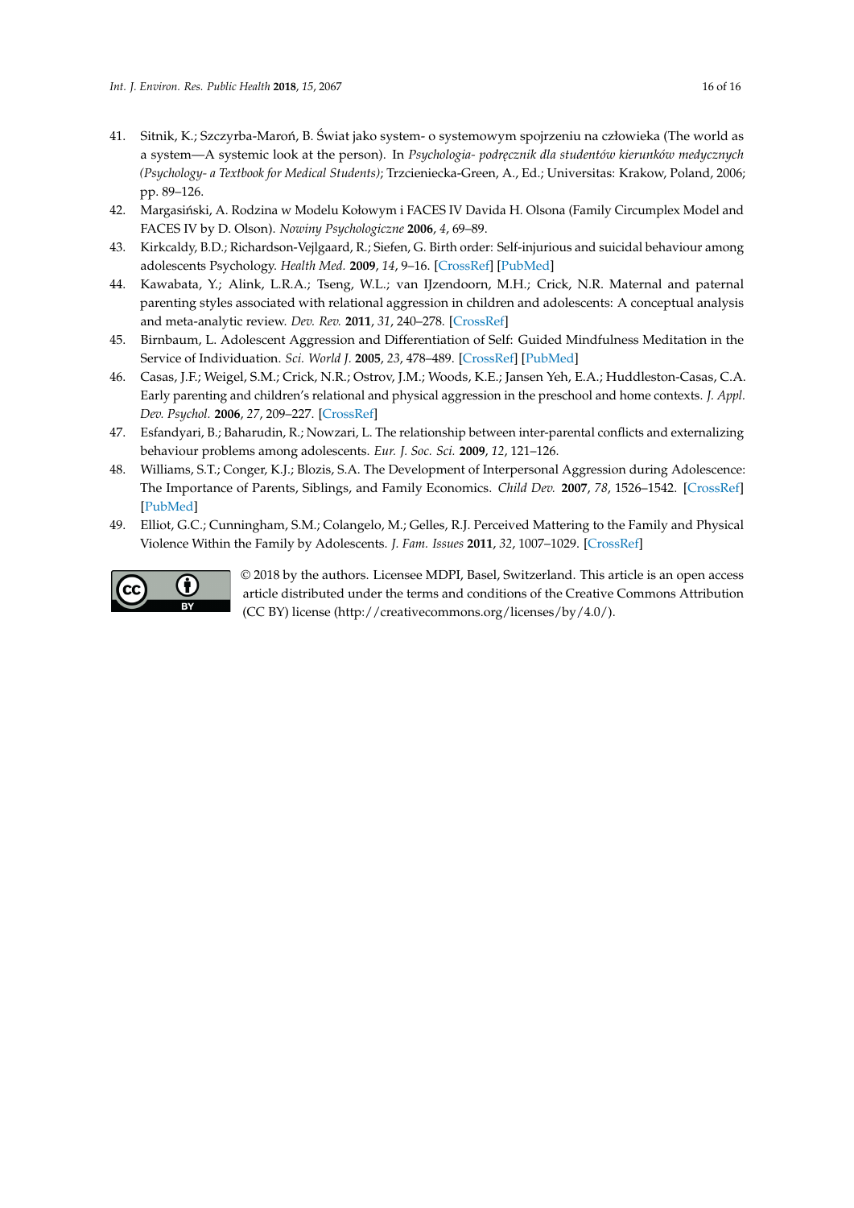41. Sitnik, K.; Szczyrba-Maroń, B. Świat jako system- o systemowym spojrzeniu na człowieka (The world as a system—A systemic look at the person). In *Psychologia- podręcznik dla studentów kierunków medycznych (Psychology- a Textbook for Medical Students)*; Trzcieniecka-Green, A., Ed.; Universitas: Krakow, Poland, 2006; pp. 89–126.
42. Margasiński, A. Rodzina w Modelu Kołowym i FACES IV Davida H. Olsona (Family Circumplex Model and FACES IV by D. Olson). *Nowiny Psychologiczne* **2006**, *4*, 69–89.
43. Kirkcaldy, B.D.; Richardson-Vejlgaard, R.; Siefen, G. Birth order: Self-injurious and suicidal behaviour among adolescents Psychology. *Health Med.* **2009**, *14*, 9–16. [CrossRef] [PubMed]
44. Kawabata, Y.; Alink, L.R.A.; Tseng, W.L.; van IJzendoorn, M.H.; Crick, N.R. Maternal and paternal parenting styles associated with relational aggression in children and adolescents: A conceptual analysis and meta-analytic review. *Dev. Rev.* **2011**, *31*, 240–278. [CrossRef]
45. Birnbaum, L. Adolescent Aggression and Differentiation of Self: Guided Mindfulness Meditation in the Service of Individuation. *Sci. World J.* **2005**, *23*, 478–489. [CrossRef] [PubMed]
46. Casas, J.F.; Weigel, S.M.; Crick, N.R.; Ostrov, J.M.; Woods, K.E.; Jansen Yeh, E.A.; Huddleston-Casas, C.A. Early parenting and children's relational and physical aggression in the preschool and home contexts. *J. Appl. Dev. Psychol.* **2006**, *27*, 209–227. [CrossRef]
47. Esfandyari, B.; Baharudin, R.; Nowzari, L. The relationship between inter-parental conflicts and externalizing behaviour problems among adolescents. *Eur. J. Soc. Sci.* **2009**, *12*, 121–126.
48. Williams, S.T.; Conger, K.J.; Blozis, S.A. The Development of Interpersonal Aggression during Adolescence: The Importance of Parents, Siblings, and Family Economics. *Child Dev.* **2007**, *78*, 1526–1542. [CrossRef] [PubMed]
49. Elliot, G.C.; Cunningham, S.M.; Colangelo, M.; Gelles, R.J. Perceived Mattering to the Family and Physical Violence Within the Family by Adolescents. *J. Fam. Issues* **2011**, *32*, 1007–1029. [CrossRef]

© 2018 by the authors. Licensee MDPI, Basel, Switzerland. This article is an open access article distributed under the terms and conditions of the Creative Commons Attribution (CC BY) license (http://creativecommons.org/licenses/by/4.0/).